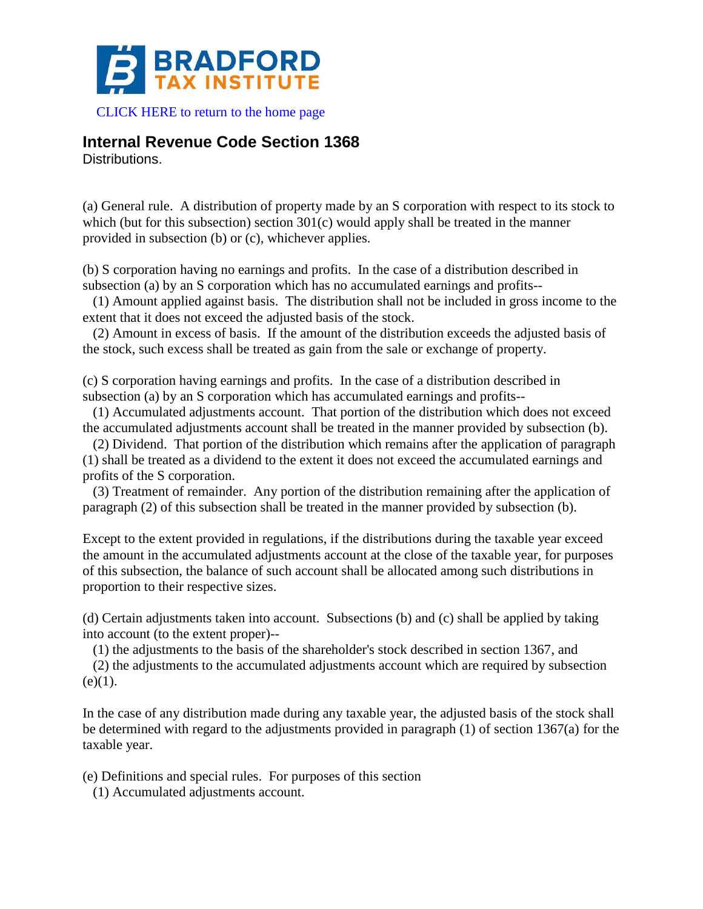BRADFORD TAX INSTITUTE

CLICK HERE to return to the home page

## Internal Revenue Code Section 1368

Distributions.

(a) General rule. A distribution of property made by an S corporation with respect to its stock to which (but for this subsection) section 301(c) would apply shall be treated in the manner provided in subsection (b) or (c), whichever applies.

(b) S corporation having no earnings and profits. In the case of a distribution described in subsection (a) by an S corporation which has no accumulated earnings and profits--

(1) Amount applied against basis. The distribution shall not be included in gross income to the extent that it does not exceed the adjusted basis of the stock.

(2) Amount in excess of basis. If the amount of the distribution exceeds the adjusted basis of the stock, such excess shall be treated as gain from the sale or exchange of property.

(c) S corporation having earnings and profits. In the case of a distribution described in subsection (a) by an S corporation which has accumulated earnings and profits--

(1) Accumulated adjustments account. That portion of the distribution which does not exceed the accumulated adjustments account shall be treated in the manner provided by subsection (b).

(2) Dividend. That portion of the distribution which remains after the application of paragraph (1) shall be treated as a dividend to the extent it does not exceed the accumulated earnings and profits of the S corporation.

(3) Treatment of remainder. Any portion of the distribution remaining after the application of paragraph (2) of this subsection shall be treated in the manner provided by subsection (b).

Except to the extent provided in regulations, if the distributions during the taxable year exceed the amount in the accumulated adjustments account at the close of the taxable year, for purposes of this subsection, the balance of such account shall be allocated among such distributions in proportion to their respective sizes.

(d) Certain adjustments taken into account. Subsections (b) and (c) shall be applied by taking into account (to the extent proper)--

(1) the adjustments to the basis of the shareholder's stock described in section 1367, and

(2) the adjustments to the accumulated adjustments account which are required by subsection (e)(1).

In the case of any distribution made during any taxable year, the adjusted basis of the stock shall be determined with regard to the adjustments provided in paragraph (1) of section 1367(a) for the taxable year.

(e) Definitions and special rules. For purposes of this section

(1) Accumulated adjustments account.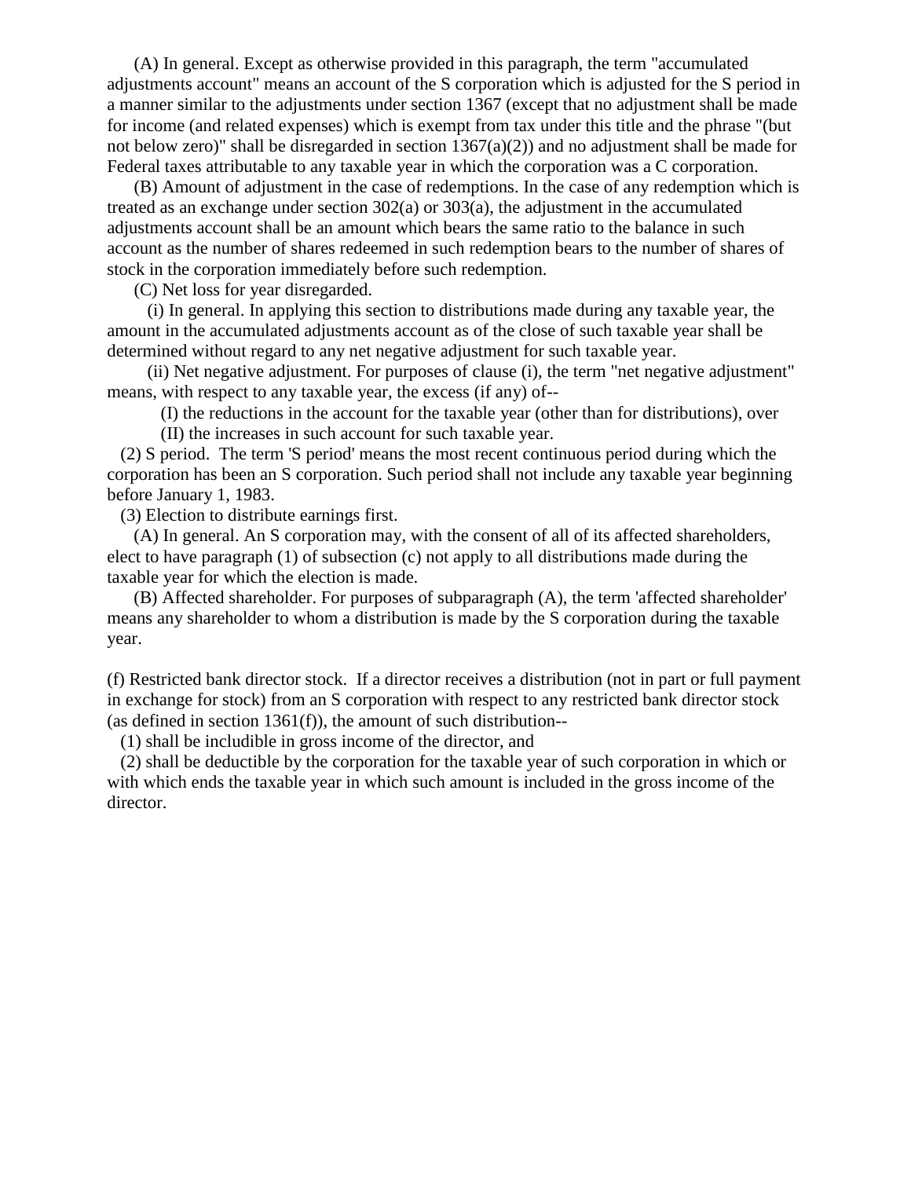(A) In general. Except as otherwise provided in this paragraph, the term "accumulated adjustments account" means an account of the S corporation which is adjusted for the S period in a manner similar to the adjustments under section 1367 (except that no adjustment shall be made for income (and related expenses) which is exempt from tax under this title and the phrase "(but not below zero)" shall be disregarded in section 1367(a)(2)) and no adjustment shall be made for Federal taxes attributable to any taxable year in which the corporation was a C corporation.

(B) Amount of adjustment in the case of redemptions. In the case of any redemption which is treated as an exchange under section 302(a) or 303(a), the adjustment in the accumulated adjustments account shall be an amount which bears the same ratio to the balance in such account as the number of shares redeemed in such redemption bears to the number of shares of stock in the corporation immediately before such redemption.

(C) Net loss for year disregarded.

(i) In general. In applying this section to distributions made during any taxable year, the amount in the accumulated adjustments account as of the close of such taxable year shall be determined without regard to any net negative adjustment for such taxable year.

(ii) Net negative adjustment. For purposes of clause (i), the term "net negative adjustment" means, with respect to any taxable year, the excess (if any) of--

(I) the reductions in the account for the taxable year (other than for distributions), over

(II) the increases in such account for such taxable year.

(2) S period. The term 'S period' means the most recent continuous period during which the corporation has been an S corporation. Such period shall not include any taxable year beginning before January 1, 1983.

(3) Election to distribute earnings first.

(A) In general. An S corporation may, with the consent of all of its affected shareholders, elect to have paragraph (1) of subsection (c) not apply to all distributions made during the taxable year for which the election is made.

(B) Affected shareholder. For purposes of subparagraph (A), the term 'affected shareholder' means any shareholder to whom a distribution is made by the S corporation during the taxable year.

(f) Restricted bank director stock. If a director receives a distribution (not in part or full payment in exchange for stock) from an S corporation with respect to any restricted bank director stock (as defined in section 1361(f)), the amount of such distribution--

(1) shall be includible in gross income of the director, and

(2) shall be deductible by the corporation for the taxable year of such corporation in which or with which ends the taxable year in which such amount is included in the gross income of the director.